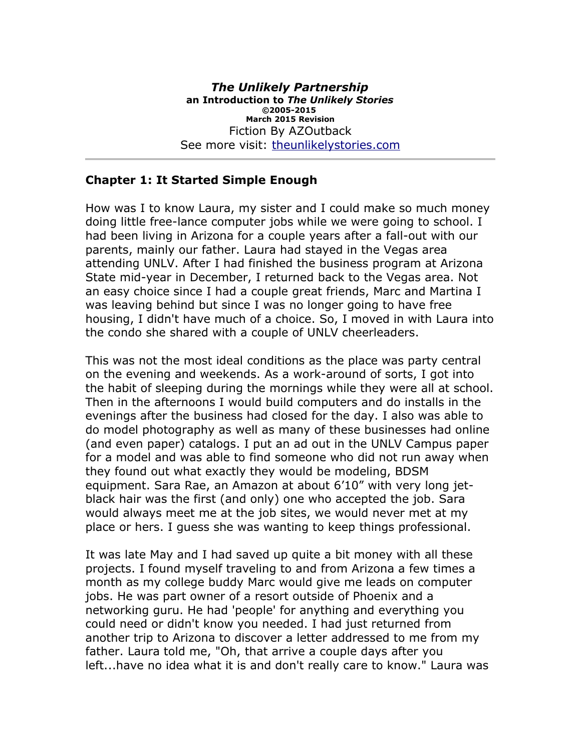***The Unlikely Partnership***

**an Introduction to *The Unlikely Stories***

**©2005-2015**

**March 2015 Revision**

Fiction By AZOutback

See more visit: [theunlikelystories.com](theunlikelystories.com)

---

## Chapter 1: It Started Simple Enough

How was I to know Laura, my sister and I could make so much money doing little free-lance computer jobs while we were going to school. I had been living in Arizona for a couple years after a fall-out with our parents, mainly our father. Laura had stayed in the Vegas area attending UNLV. After I had finished the business program at Arizona State mid-year in December, I returned back to the Vegas area. Not an easy choice since I had a couple great friends, Marc and Martina I was leaving behind but since I was no longer going to have free housing, I didn't have much of a choice. So, I moved in with Laura into the condo she shared with a couple of UNLV cheerleaders.

This was not the most ideal conditions as the place was party central on the evening and weekends. As a work-around of sorts, I got into the habit of sleeping during the mornings while they were all at school. Then in the afternoons I would build computers and do installs in the evenings after the business had closed for the day. I also was able to do model photography as well as many of these businesses had online (and even paper) catalogs. I put an ad out in the UNLV Campus paper for a model and was able to find someone who did not run away when they found out what exactly they would be modeling, BDSM equipment. Sara Rae, an Amazon at about 6'10" with very long jet-black hair was the first (and only) one who accepted the job. Sara would always meet me at the job sites, we would never met at my place or hers. I guess she was wanting to keep things professional.

It was late May and I had saved up quite a bit money with all these projects. I found myself traveling to and from Arizona a few times a month as my college buddy Marc would give me leads on computer jobs. He was part owner of a resort outside of Phoenix and a networking guru. He had 'people' for anything and everything you could need or didn't know you needed. I had just returned from another trip to Arizona to discover a letter addressed to me from my father. Laura told me, "Oh, that arrive a couple days after you left...have no idea what it is and don't really care to know." Laura was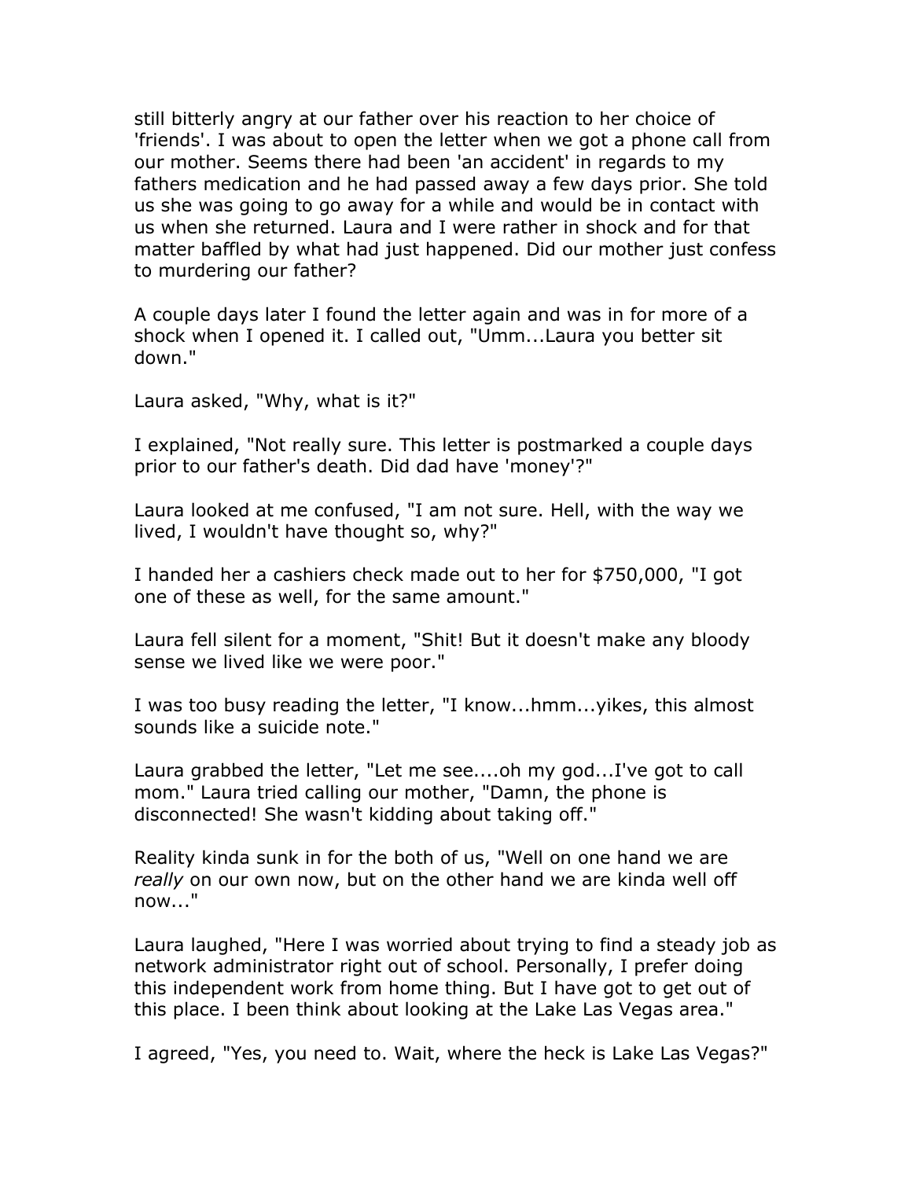still bitterly angry at our father over his reaction to her choice of 'friends'. I was about to open the letter when we got a phone call from our mother. Seems there had been 'an accident' in regards to my fathers medication and he had passed away a few days prior. She told us she was going to go away for a while and would be in contact with us when she returned. Laura and I were rather in shock and for that matter baffled by what had just happened. Did our mother just confess to murdering our father?

A couple days later I found the letter again and was in for more of a shock when I opened it. I called out, "Umm...Laura you better sit down."

Laura asked, "Why, what is it?"

I explained, "Not really sure. This letter is postmarked a couple days prior to our father's death. Did dad have 'money'?"

Laura looked at me confused, "I am not sure. Hell, with the way we lived, I wouldn't have thought so, why?"

I handed her a cashiers check made out to her for $750,000, "I got one of these as well, for the same amount."

Laura fell silent for a moment, "Shit! But it doesn't make any bloody sense we lived like we were poor."

I was too busy reading the letter, "I know...hmm...yikes, this almost sounds like a suicide note."

Laura grabbed the letter, "Let me see....oh my god...I've got to call mom." Laura tried calling our mother, "Damn, the phone is disconnected! She wasn't kidding about taking off."

Reality kinda sunk in for the both of us, "Well on one hand we are *really* on our own now, but on the other hand we are kinda well off now..."

Laura laughed, "Here I was worried about trying to find a steady job as network administrator right out of school. Personally, I prefer doing this independent work from home thing. But I have got to get out of this place. I been think about looking at the Lake Las Vegas area."

I agreed, "Yes, you need to. Wait, where the heck is Lake Las Vegas?"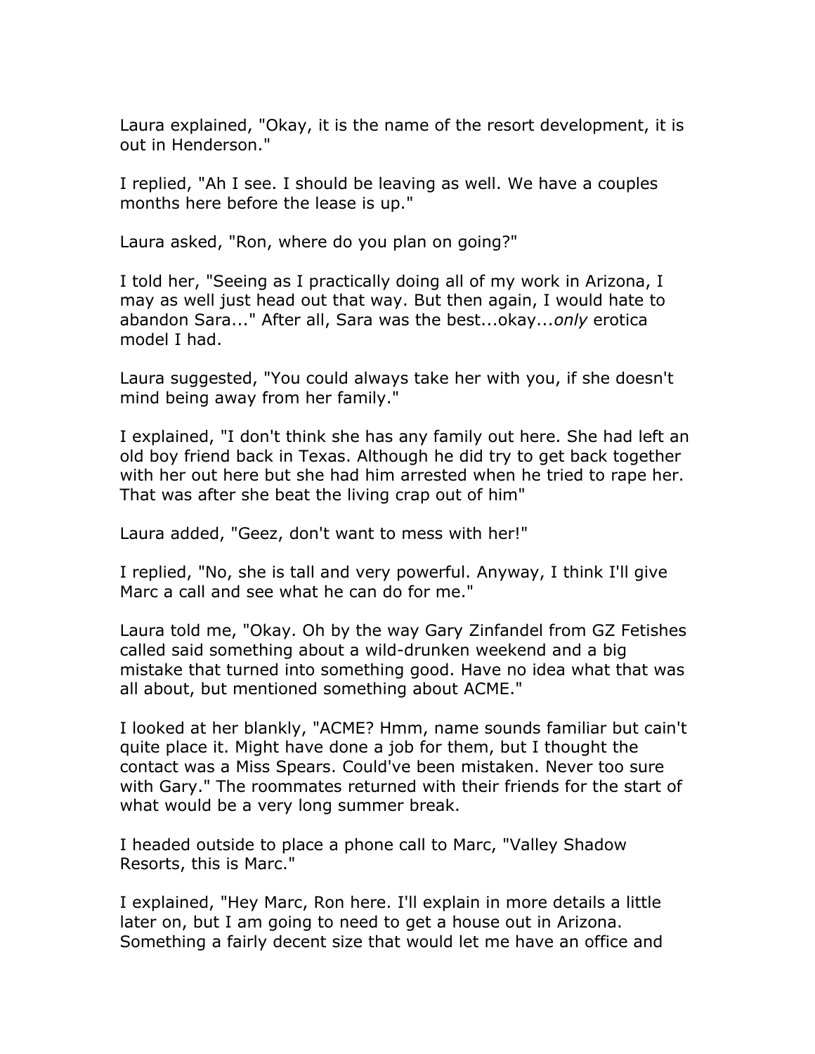Laura explained, "Okay, it is the name of the resort development, it is out in Henderson."

I replied, "Ah I see. I should be leaving as well. We have a couples months here before the lease is up."

Laura asked, "Ron, where do you plan on going?"

I told her, "Seeing as I practically doing all of my work in Arizona, I may as well just head out that way. But then again, I would hate to abandon Sara..." After all, Sara was the best...okay...*only* erotica model I had.

Laura suggested, "You could always take her with you, if she doesn't mind being away from her family."

I explained, "I don't think she has any family out here. She had left an old boy friend back in Texas. Although he did try to get back together with her out here but she had him arrested when he tried to rape her. That was after she beat the living crap out of him"

Laura added, "Geez, don't want to mess with her!"

I replied, "No, she is tall and very powerful. Anyway, I think I'll give Marc a call and see what he can do for me."

Laura told me, "Okay. Oh by the way Gary Zinfandel from GZ Fetishes called said something about a wild-drunken weekend and a big mistake that turned into something good. Have no idea what that was all about, but mentioned something about ACME."

I looked at her blankly, "ACME? Hmm, name sounds familiar but cain't quite place it. Might have done a job for them, but I thought the contact was a Miss Spears. Could've been mistaken. Never too sure with Gary." The roommates returned with their friends for the start of what would be a very long summer break.

I headed outside to place a phone call to Marc, "Valley Shadow Resorts, this is Marc."

I explained, "Hey Marc, Ron here. I'll explain in more details a little later on, but I am going to need to get a house out in Arizona. Something a fairly decent size that would let me have an office and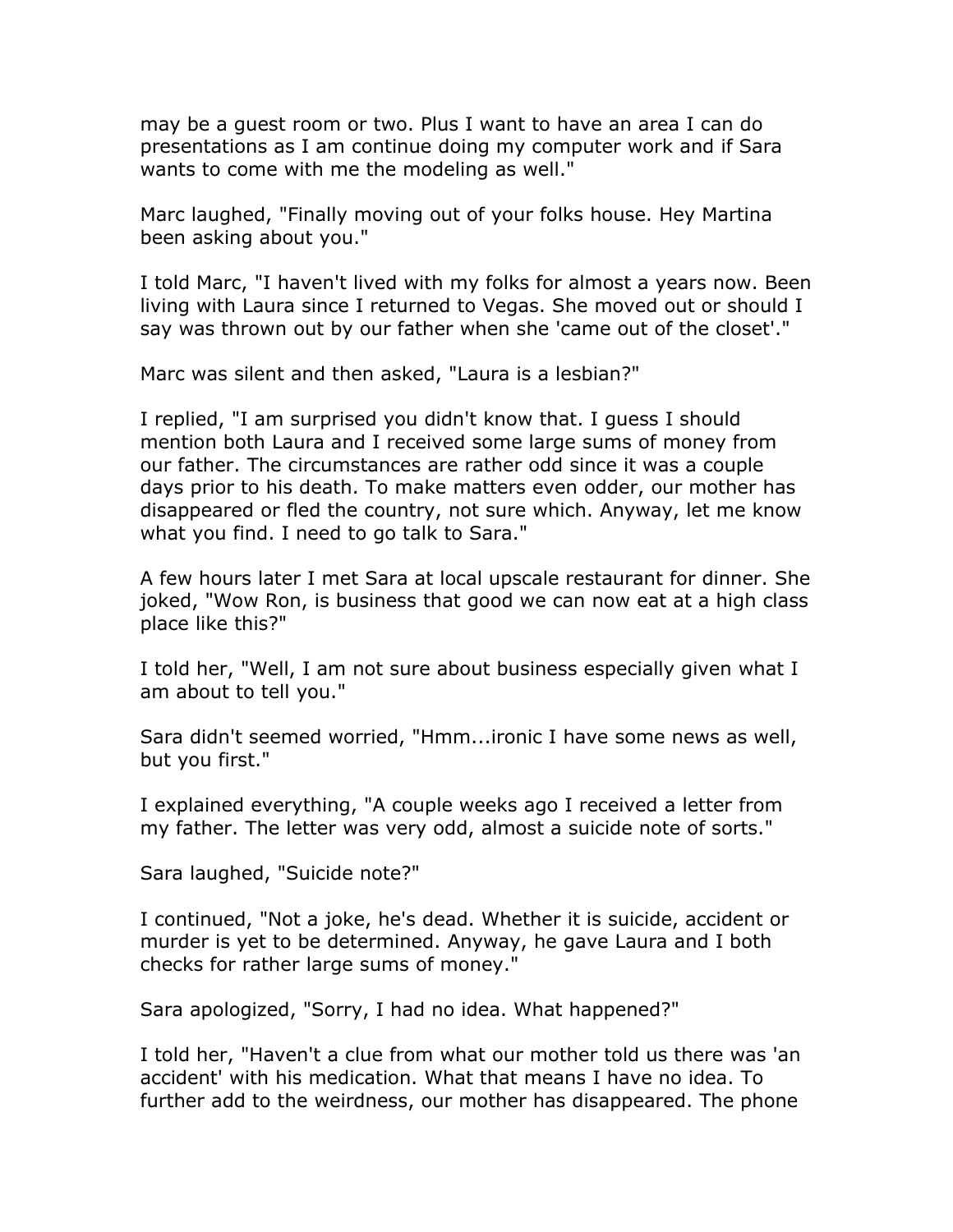may be a guest room or two. Plus I want to have an area I can do presentations as I am continue doing my computer work and if Sara wants to come with me the modeling as well."

Marc laughed, "Finally moving out of your folks house. Hey Martina been asking about you."

I told Marc, "I haven't lived with my folks for almost a years now. Been living with Laura since I returned to Vegas. She moved out or should I say was thrown out by our father when she 'came out of the closet'."

Marc was silent and then asked, "Laura is a lesbian?"

I replied, "I am surprised you didn't know that. I guess I should mention both Laura and I received some large sums of money from our father. The circumstances are rather odd since it was a couple days prior to his death. To make matters even odder, our mother has disappeared or fled the country, not sure which. Anyway, let me know what you find. I need to go talk to Sara."

A few hours later I met Sara at local upscale restaurant for dinner. She joked, "Wow Ron, is business that good we can now eat at a high class place like this?"

I told her, "Well, I am not sure about business especially given what I am about to tell you."

Sara didn't seemed worried, "Hmm...ironic I have some news as well, but you first."

I explained everything, "A couple weeks ago I received a letter from my father. The letter was very odd, almost a suicide note of sorts."

Sara laughed, "Suicide note?"

I continued, "Not a joke, he's dead. Whether it is suicide, accident or murder is yet to be determined. Anyway, he gave Laura and I both checks for rather large sums of money."

Sara apologized, "Sorry, I had no idea. What happened?"

I told her, "Haven't a clue from what our mother told us there was 'an accident' with his medication. What that means I have no idea. To further add to the weirdness, our mother has disappeared. The phone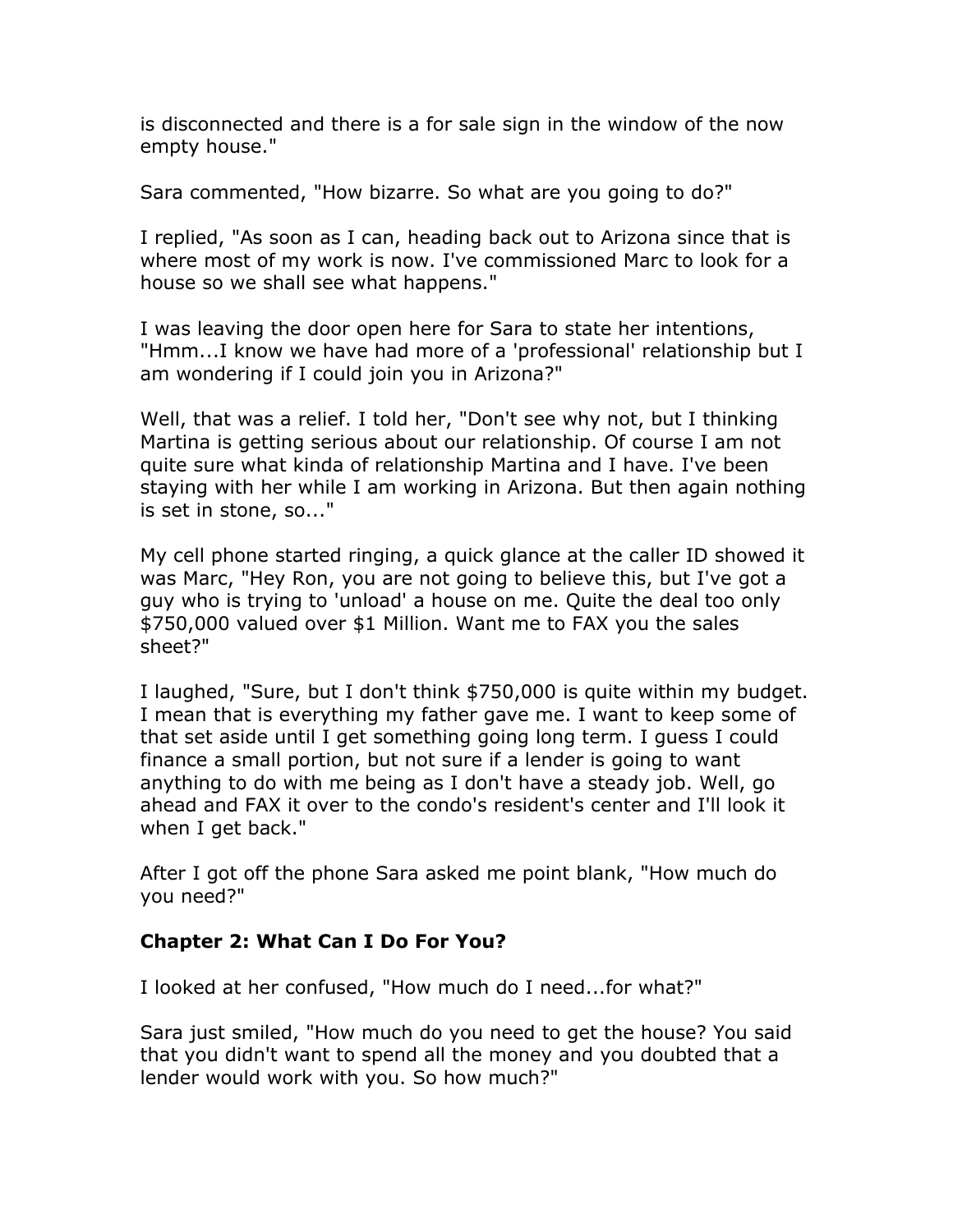is disconnected and there is a for sale sign in the window of the now empty house."

Sara commented, "How bizarre. So what are you going to do?"

I replied, "As soon as I can, heading back out to Arizona since that is where most of my work is now. I've commissioned Marc to look for a house so we shall see what happens."

I was leaving the door open here for Sara to state her intentions, "Hmm...I know we have had more of a 'professional' relationship but I am wondering if I could join you in Arizona?"

Well, that was a relief. I told her, "Don't see why not, but I thinking Martina is getting serious about our relationship. Of course I am not quite sure what kinda of relationship Martina and I have. I've been staying with her while I am working in Arizona. But then again nothing is set in stone, so..."

My cell phone started ringing, a quick glance at the caller ID showed it was Marc, "Hey Ron, you are not going to believe this, but I've got a guy who is trying to 'unload' a house on me. Quite the deal too only $750,000 valued over $1 Million. Want me to FAX you the sales sheet?"

I laughed, "Sure, but I don't think $750,000 is quite within my budget. I mean that is everything my father gave me. I want to keep some of that set aside until I get something going long term. I guess I could finance a small portion, but not sure if a lender is going to want anything to do with me being as I don't have a steady job. Well, go ahead and FAX it over to the condo's resident's center and I'll look it when I get back."

After I got off the phone Sara asked me point blank, "How much do you need?"

## Chapter 2: What Can I Do For You?

I looked at her confused, "How much do I need...for what?"

Sara just smiled, "How much do you need to get the house? You said that you didn't want to spend all the money and you doubted that a lender would work with you. So how much?"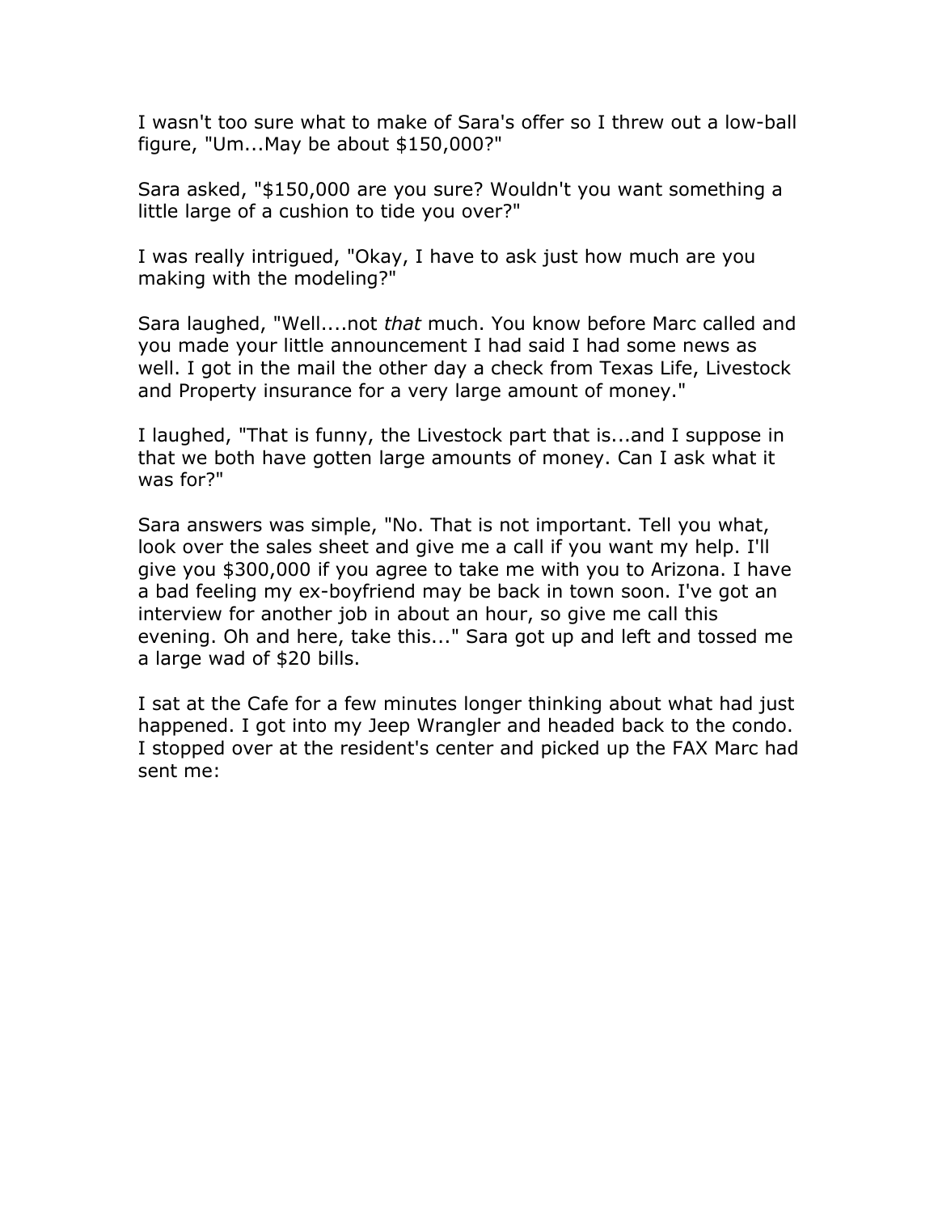I wasn't too sure what to make of Sara's offer so I threw out a low-ball figure, "Um...May be about $150,000?"

Sara asked, "$150,000 are you sure? Wouldn't you want something a little large of a cushion to tide you over?"

I was really intrigued, "Okay, I have to ask just how much are you making with the modeling?"

Sara laughed, "Well....not *that* much. You know before Marc called and you made your little announcement I had said I had some news as well. I got in the mail the other day a check from Texas Life, Livestock and Property insurance for a very large amount of money."

I laughed, "That is funny, the Livestock part that is...and I suppose in that we both have gotten large amounts of money. Can I ask what it was for?"

Sara answers was simple, "No. That is not important. Tell you what, look over the sales sheet and give me a call if you want my help. I'll give you $300,000 if you agree to take me with you to Arizona. I have a bad feeling my ex-boyfriend may be back in town soon. I've got an interview for another job in about an hour, so give me call this evening. Oh and here, take this..." Sara got up and left and tossed me a large wad of $20 bills.

I sat at the Cafe for a few minutes longer thinking about what had just happened. I got into my Jeep Wrangler and headed back to the condo. I stopped over at the resident's center and picked up the FAX Marc had sent me: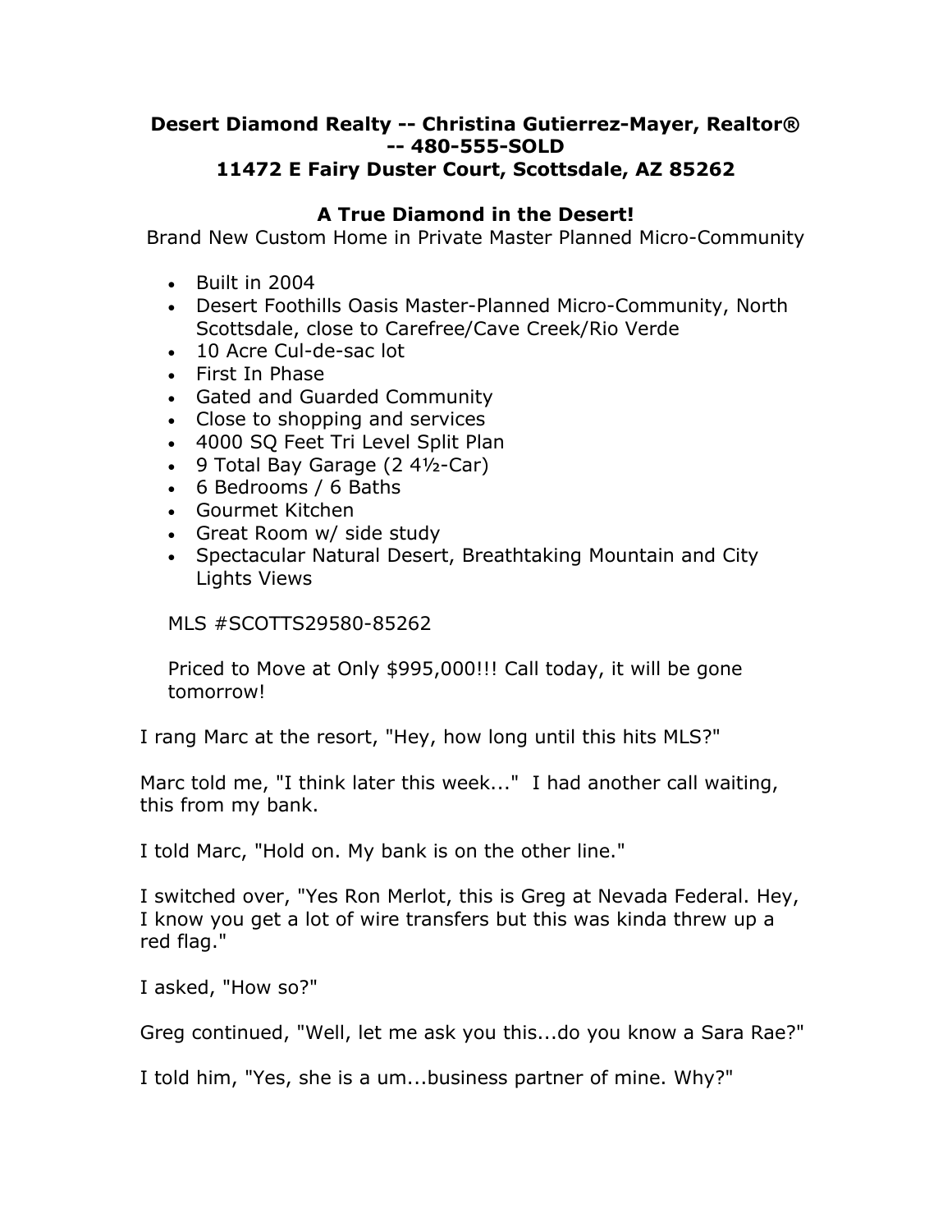**Desert Diamond Realty -- Christina Gutierrez-Mayer, Realtor® -- 480-555-SOLD**
**11472 E Fairy Duster Court, Scottsdale, AZ 85262**

**A True Diamond in the Desert!**
Brand New Custom Home in Private Master Planned Micro-Community

- Built in 2004
- Desert Foothills Oasis Master-Planned Micro-Community, North Scottsdale, close to Carefree/Cave Creek/Rio Verde
- 10 Acre Cul-de-sac lot
- First In Phase
- Gated and Guarded Community
- Close to shopping and services
- 4000 SQ Feet Tri Level Split Plan
- 9 Total Bay Garage (2 4½-Car)
- 6 Bedrooms / 6 Baths
- Gourmet Kitchen
- Great Room w/ side study
- Spectacular Natural Desert, Breathtaking Mountain and City Lights Views

MLS #SCOTTS29580-85262

Priced to Move at Only $995,000!!! Call today, it will be gone tomorrow!

I rang Marc at the resort, "Hey, how long until this hits MLS?"

Marc told me, "I think later this week..." I had another call waiting, this from my bank.

I told Marc, "Hold on. My bank is on the other line."

I switched over, "Yes Ron Merlot, this is Greg at Nevada Federal. Hey, I know you get a lot of wire transfers but this was kinda threw up a red flag."

I asked, "How so?"

Greg continued, "Well, let me ask you this...do you know a Sara Rae?"

I told him, "Yes, she is a um...business partner of mine. Why?"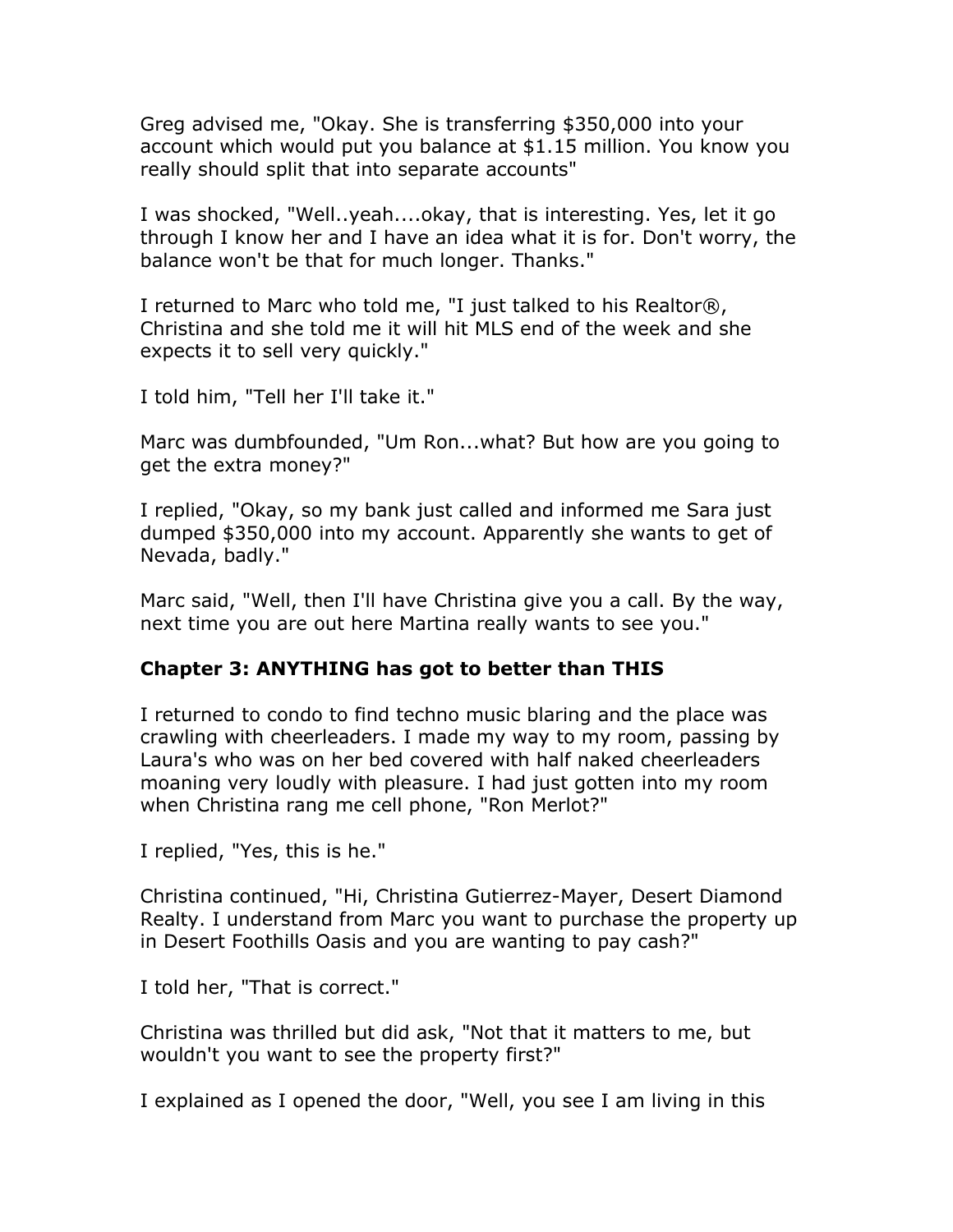Greg advised me, "Okay. She is transferring $350,000 into your account which would put you balance at $1.15 million. You know you really should split that into separate accounts"

I was shocked, "Well..yeah....okay, that is interesting. Yes, let it go through I know her and I have an idea what it is for. Don't worry, the balance won't be that for much longer. Thanks."

I returned to Marc who told me, "I just talked to his Realtor®, Christina and she told me it will hit MLS end of the week and she expects it to sell very quickly."

I told him, "Tell her I'll take it."

Marc was dumbfounded, "Um Ron...what? But how are you going to get the extra money?"

I replied, "Okay, so my bank just called and informed me Sara just dumped $350,000 into my account. Apparently she wants to get of Nevada, badly."

Marc said, "Well, then I'll have Christina give you a call. By the way, next time you are out here Martina really wants to see you."

### Chapter 3: ANYTHING has got to better than THIS

I returned to condo to find techno music blaring and the place was crawling with cheerleaders. I made my way to my room, passing by Laura's who was on her bed covered with half naked cheerleaders moaning very loudly with pleasure. I had just gotten into my room when Christina rang me cell phone, "Ron Merlot?"

I replied, "Yes, this is he."

Christina continued, "Hi, Christina Gutierrez-Mayer, Desert Diamond Realty. I understand from Marc you want to purchase the property up in Desert Foothills Oasis and you are wanting to pay cash?"

I told her, "That is correct."

Christina was thrilled but did ask, "Not that it matters to me, but wouldn't you want to see the property first?"

I explained as I opened the door, "Well, you see I am living in this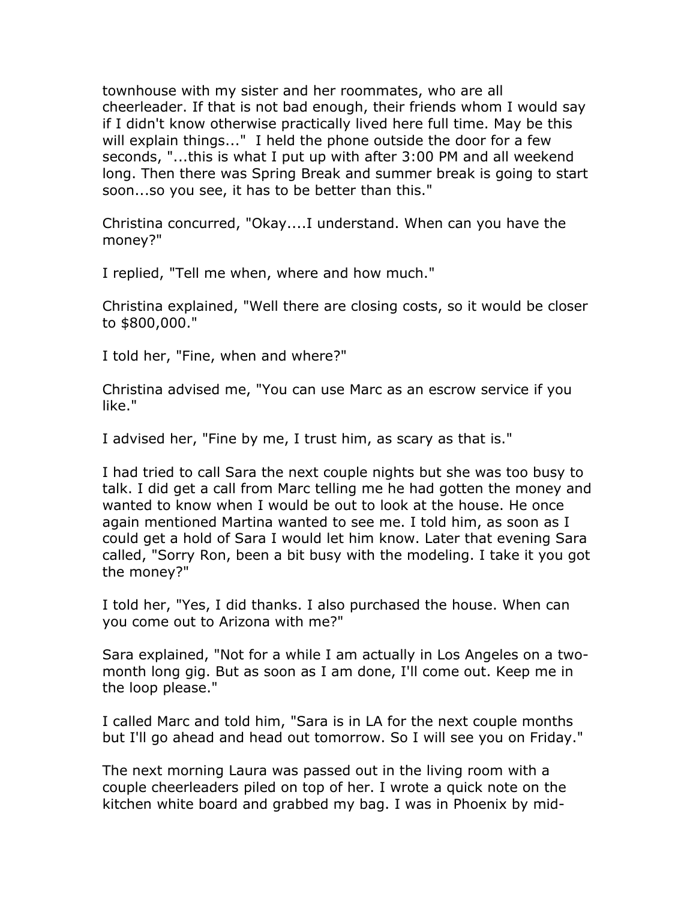townhouse with my sister and her roommates, who are all cheerleader. If that is not bad enough, their friends whom I would say if I didn't know otherwise practically lived here full time. May be this will explain things..." I held the phone outside the door for a few seconds, "...this is what I put up with after 3:00 PM and all weekend long. Then there was Spring Break and summer break is going to start soon...so you see, it has to be better than this."

Christina concurred, "Okay....I understand. When can you have the money?"

I replied, "Tell me when, where and how much."

Christina explained, "Well there are closing costs, so it would be closer to $800,000."

I told her, "Fine, when and where?"

Christina advised me, "You can use Marc as an escrow service if you like."

I advised her, "Fine by me, I trust him, as scary as that is."

I had tried to call Sara the next couple nights but she was too busy to talk. I did get a call from Marc telling me he had gotten the money and wanted to know when I would be out to look at the house. He once again mentioned Martina wanted to see me. I told him, as soon as I could get a hold of Sara I would let him know. Later that evening Sara called, "Sorry Ron, been a bit busy with the modeling. I take it you got the money?"

I told her, "Yes, I did thanks. I also purchased the house. When can you come out to Arizona with me?"

Sara explained, "Not for a while I am actually in Los Angeles on a two-month long gig. But as soon as I am done, I'll come out. Keep me in the loop please."

I called Marc and told him, "Sara is in LA for the next couple months but I'll go ahead and head out tomorrow. So I will see you on Friday."

The next morning Laura was passed out in the living room with a couple cheerleaders piled on top of her. I wrote a quick note on the kitchen white board and grabbed my bag. I was in Phoenix by mid-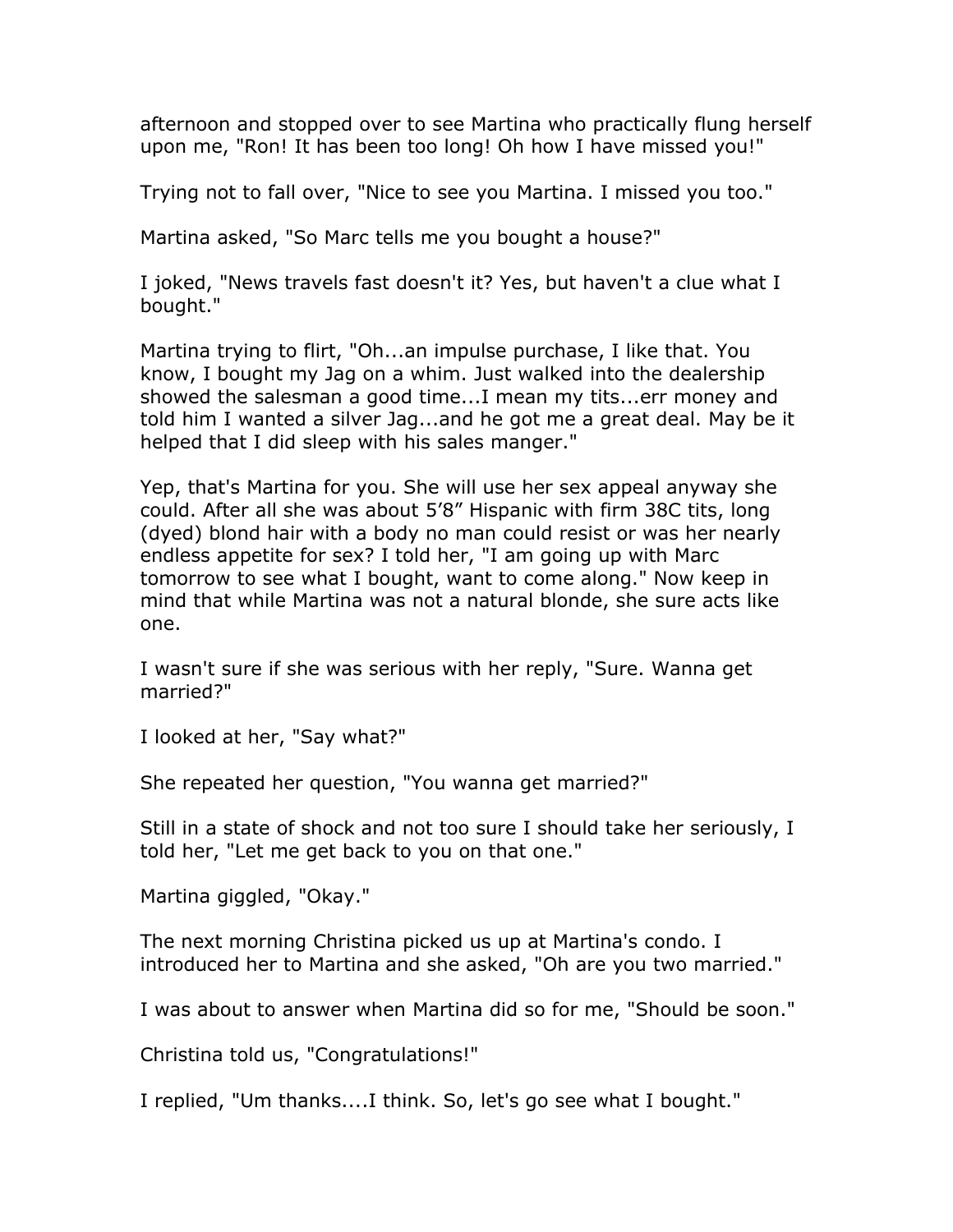afternoon and stopped over to see Martina who practically flung herself upon me, "Ron! It has been too long! Oh how I have missed you!"

Trying not to fall over, "Nice to see you Martina. I missed you too."

Martina asked, "So Marc tells me you bought a house?"

I joked, "News travels fast doesn't it? Yes, but haven't a clue what I bought."

Martina trying to flirt, "Oh...an impulse purchase, I like that. You know, I bought my Jag on a whim. Just walked into the dealership showed the salesman a good time...I mean my tits...err money and told him I wanted a silver Jag...and he got me a great deal. May be it helped that I did sleep with his sales manger."

Yep, that's Martina for you. She will use her sex appeal anyway she could. After all she was about 5'8" Hispanic with firm 38C tits, long (dyed) blond hair with a body no man could resist or was her nearly endless appetite for sex? I told her, "I am going up with Marc tomorrow to see what I bought, want to come along." Now keep in mind that while Martina was not a natural blonde, she sure acts like one.

I wasn't sure if she was serious with her reply, "Sure. Wanna get married?"

I looked at her, "Say what?"

She repeated her question, "You wanna get married?"

Still in a state of shock and not too sure I should take her seriously, I told her, "Let me get back to you on that one."

Martina giggled, "Okay."

The next morning Christina picked us up at Martina's condo. I introduced her to Martina and she asked, "Oh are you two married."

I was about to answer when Martina did so for me, "Should be soon."

Christina told us, "Congratulations!"

I replied, "Um thanks....I think. So, let's go see what I bought."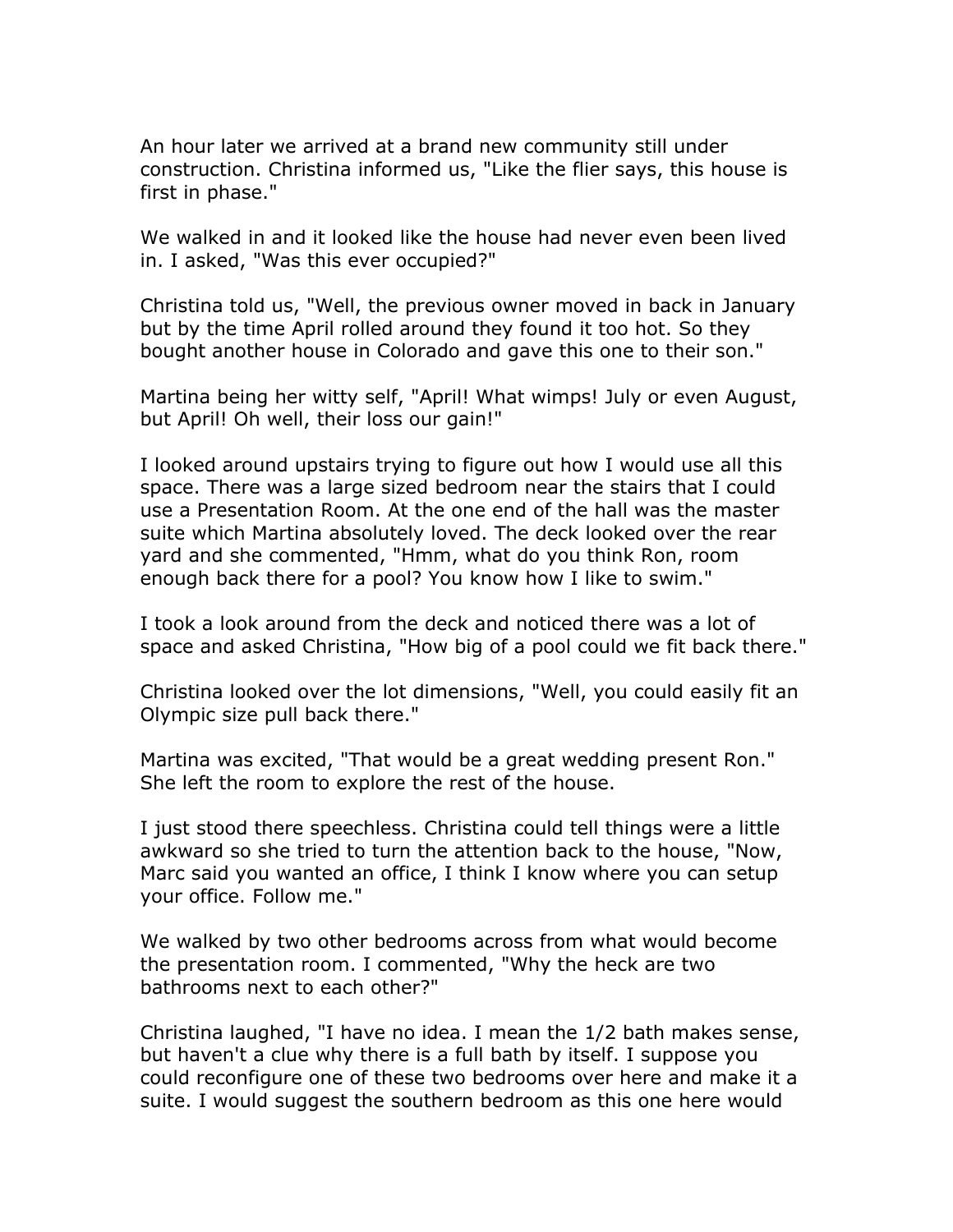An hour later we arrived at a brand new community still under construction. Christina informed us, "Like the flier says, this house is first in phase."

We walked in and it looked like the house had never even been lived in. I asked, "Was this ever occupied?"

Christina told us, "Well, the previous owner moved in back in January but by the time April rolled around they found it too hot. So they bought another house in Colorado and gave this one to their son."

Martina being her witty self, "April! What wimps! July or even August, but April! Oh well, their loss our gain!"

I looked around upstairs trying to figure out how I would use all this space. There was a large sized bedroom near the stairs that I could use a Presentation Room. At the one end of the hall was the master suite which Martina absolutely loved. The deck looked over the rear yard and she commented, "Hmm, what do you think Ron, room enough back there for a pool? You know how I like to swim."

I took a look around from the deck and noticed there was a lot of space and asked Christina, "How big of a pool could we fit back there."

Christina looked over the lot dimensions, "Well, you could easily fit an Olympic size pull back there."

Martina was excited, "That would be a great wedding present Ron." She left the room to explore the rest of the house.

I just stood there speechless. Christina could tell things were a little awkward so she tried to turn the attention back to the house, "Now, Marc said you wanted an office, I think I know where you can setup your office. Follow me."

We walked by two other bedrooms across from what would become the presentation room. I commented, "Why the heck are two bathrooms next to each other?"

Christina laughed, "I have no idea. I mean the 1/2 bath makes sense, but haven't a clue why there is a full bath by itself. I suppose you could reconfigure one of these two bedrooms over here and make it a suite. I would suggest the southern bedroom as this one here would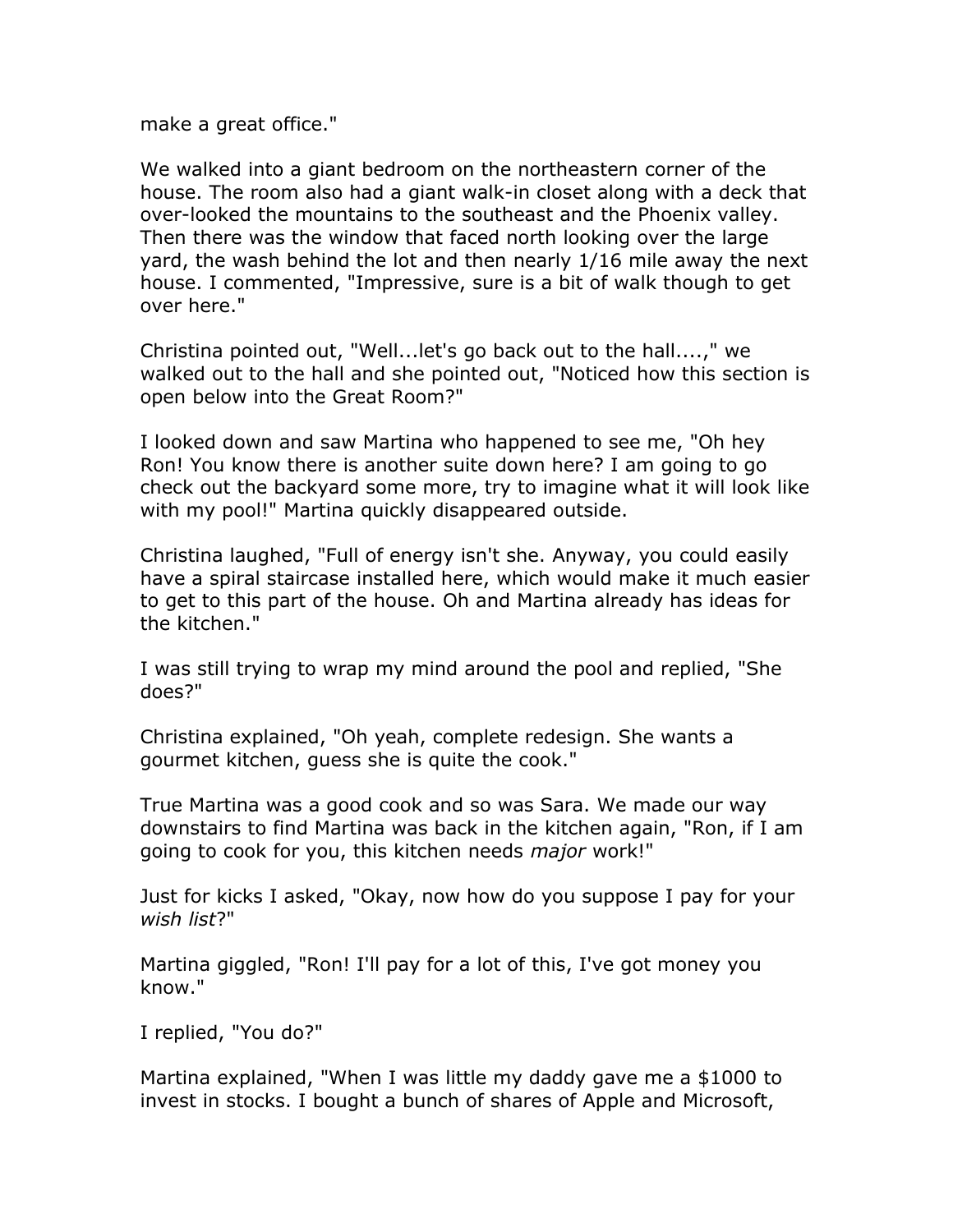make a great office."

We walked into a giant bedroom on the northeastern corner of the house. The room also had a giant walk-in closet along with a deck that over-looked the mountains to the southeast and the Phoenix valley. Then there was the window that faced north looking over the large yard, the wash behind the lot and then nearly 1/16 mile away the next house. I commented, "Impressive, sure is a bit of walk though to get over here."

Christina pointed out, "Well...let's go back out to the hall....," we walked out to the hall and she pointed out, "Noticed how this section is open below into the Great Room?"

I looked down and saw Martina who happened to see me, "Oh hey Ron! You know there is another suite down here? I am going to go check out the backyard some more, try to imagine what it will look like with my pool!" Martina quickly disappeared outside.

Christina laughed, "Full of energy isn't she. Anyway, you could easily have a spiral staircase installed here, which would make it much easier to get to this part of the house. Oh and Martina already has ideas for the kitchen."

I was still trying to wrap my mind around the pool and replied, "She does?"

Christina explained, "Oh yeah, complete redesign. She wants a gourmet kitchen, guess she is quite the cook."

True Martina was a good cook and so was Sara. We made our way downstairs to find Martina was back in the kitchen again, "Ron, if I am going to cook for you, this kitchen needs *major* work!"

Just for kicks I asked, "Okay, now how do you suppose I pay for your *wish list*?"

Martina giggled, "Ron! I'll pay for a lot of this, I've got money you know."

I replied, "You do?"

Martina explained, "When I was little my daddy gave me a $1000 to invest in stocks. I bought a bunch of shares of Apple and Microsoft,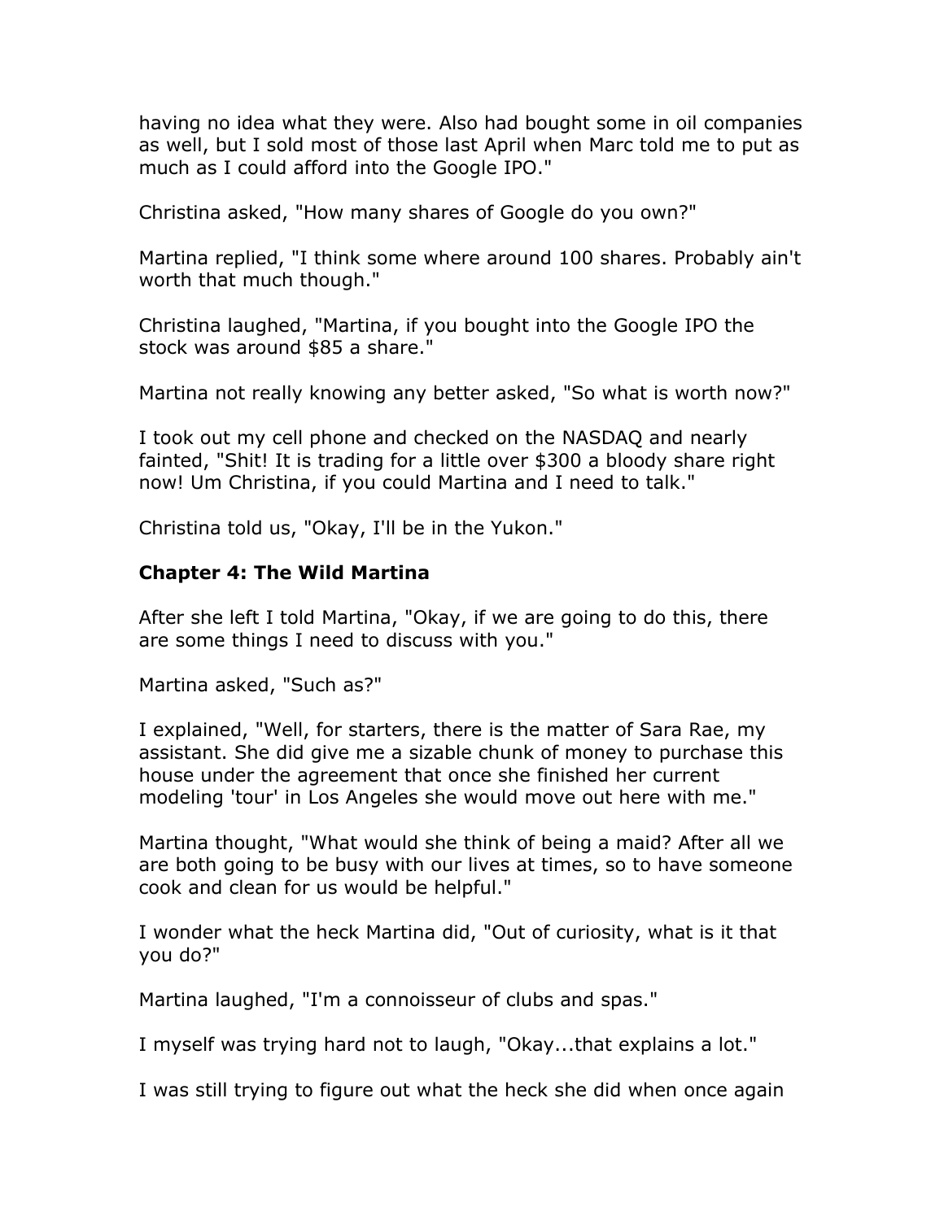having no idea what they were. Also had bought some in oil companies as well, but I sold most of those last April when Marc told me to put as much as I could afford into the Google IPO."

Christina asked, "How many shares of Google do you own?"

Martina replied, "I think some where around 100 shares. Probably ain't worth that much though."

Christina laughed, "Martina, if you bought into the Google IPO the stock was around $85 a share."

Martina not really knowing any better asked, "So what is worth now?"

I took out my cell phone and checked on the NASDAQ and nearly fainted, "Shit! It is trading for a little over $300 a bloody share right now! Um Christina, if you could Martina and I need to talk."

Christina told us, "Okay, I'll be in the Yukon."

## Chapter 4: The Wild Martina

After she left I told Martina, "Okay, if we are going to do this, there are some things I need to discuss with you."

Martina asked, "Such as?"

I explained, "Well, for starters, there is the matter of Sara Rae, my assistant. She did give me a sizable chunk of money to purchase this house under the agreement that once she finished her current modeling 'tour' in Los Angeles she would move out here with me."

Martina thought, "What would she think of being a maid? After all we are both going to be busy with our lives at times, so to have someone cook and clean for us would be helpful."

I wonder what the heck Martina did, "Out of curiosity, what is it that you do?"

Martina laughed, "I'm a connoisseur of clubs and spas."

I myself was trying hard not to laugh, "Okay...that explains a lot."

I was still trying to figure out what the heck she did when once again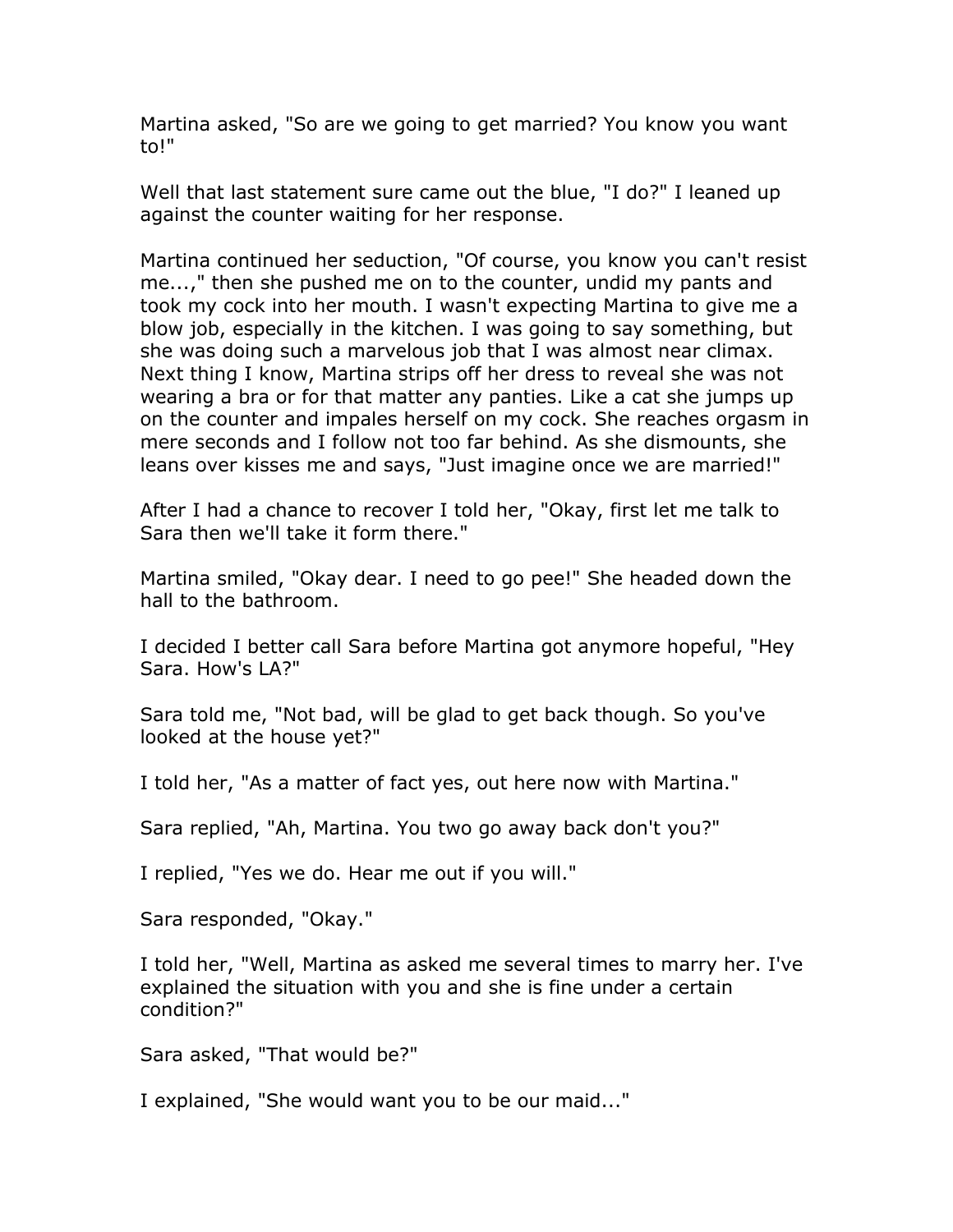Martina asked, "So are we going to get married? You know you want to!"

Well that last statement sure came out the blue, "I do?" I leaned up against the counter waiting for her response.

Martina continued her seduction, "Of course, you know you can't resist me...," then she pushed me on to the counter, undid my pants and took my cock into her mouth. I wasn't expecting Martina to give me a blow job, especially in the kitchen. I was going to say something, but she was doing such a marvelous job that I was almost near climax. Next thing I know, Martina strips off her dress to reveal she was not wearing a bra or for that matter any panties. Like a cat she jumps up on the counter and impales herself on my cock. She reaches orgasm in mere seconds and I follow not too far behind. As she dismounts, she leans over kisses me and says, "Just imagine once we are married!"

After I had a chance to recover I told her, "Okay, first let me talk to Sara then we'll take it form there."

Martina smiled, "Okay dear. I need to go pee!" She headed down the hall to the bathroom.

I decided I better call Sara before Martina got anymore hopeful, "Hey Sara. How's LA?"

Sara told me, "Not bad, will be glad to get back though. So you've looked at the house yet?"

I told her, "As a matter of fact yes, out here now with Martina."

Sara replied, "Ah, Martina. You two go away back don't you?"

I replied, "Yes we do. Hear me out if you will."

Sara responded, "Okay."

I told her, "Well, Martina as asked me several times to marry her. I've explained the situation with you and she is fine under a certain condition?"

Sara asked, "That would be?"

I explained, "She would want you to be our maid..."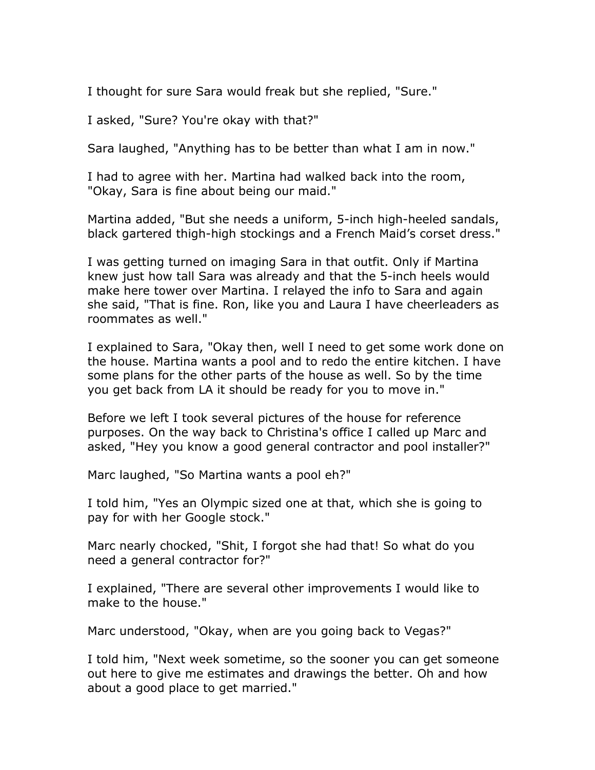I thought for sure Sara would freak but she replied, "Sure."

I asked, "Sure? You're okay with that?"

Sara laughed, "Anything has to be better than what I am in now."

I had to agree with her. Martina had walked back into the room, "Okay, Sara is fine about being our maid."

Martina added, "But she needs a uniform, 5-inch high-heeled sandals, black gartered thigh-high stockings and a French Maid's corset dress."

I was getting turned on imaging Sara in that outfit. Only if Martina knew just how tall Sara was already and that the 5-inch heels would make here tower over Martina. I relayed the info to Sara and again she said, "That is fine. Ron, like you and Laura I have cheerleaders as roommates as well."

I explained to Sara, "Okay then, well I need to get some work done on the house. Martina wants a pool and to redo the entire kitchen. I have some plans for the other parts of the house as well. So by the time you get back from LA it should be ready for you to move in."

Before we left I took several pictures of the house for reference purposes. On the way back to Christina's office I called up Marc and asked, "Hey you know a good general contractor and pool installer?"

Marc laughed, "So Martina wants a pool eh?"

I told him, "Yes an Olympic sized one at that, which she is going to pay for with her Google stock."

Marc nearly chocked, "Shit, I forgot she had that! So what do you need a general contractor for?"

I explained, "There are several other improvements I would like to make to the house."

Marc understood, "Okay, when are you going back to Vegas?"

I told him, "Next week sometime, so the sooner you can get someone out here to give me estimates and drawings the better. Oh and how about a good place to get married."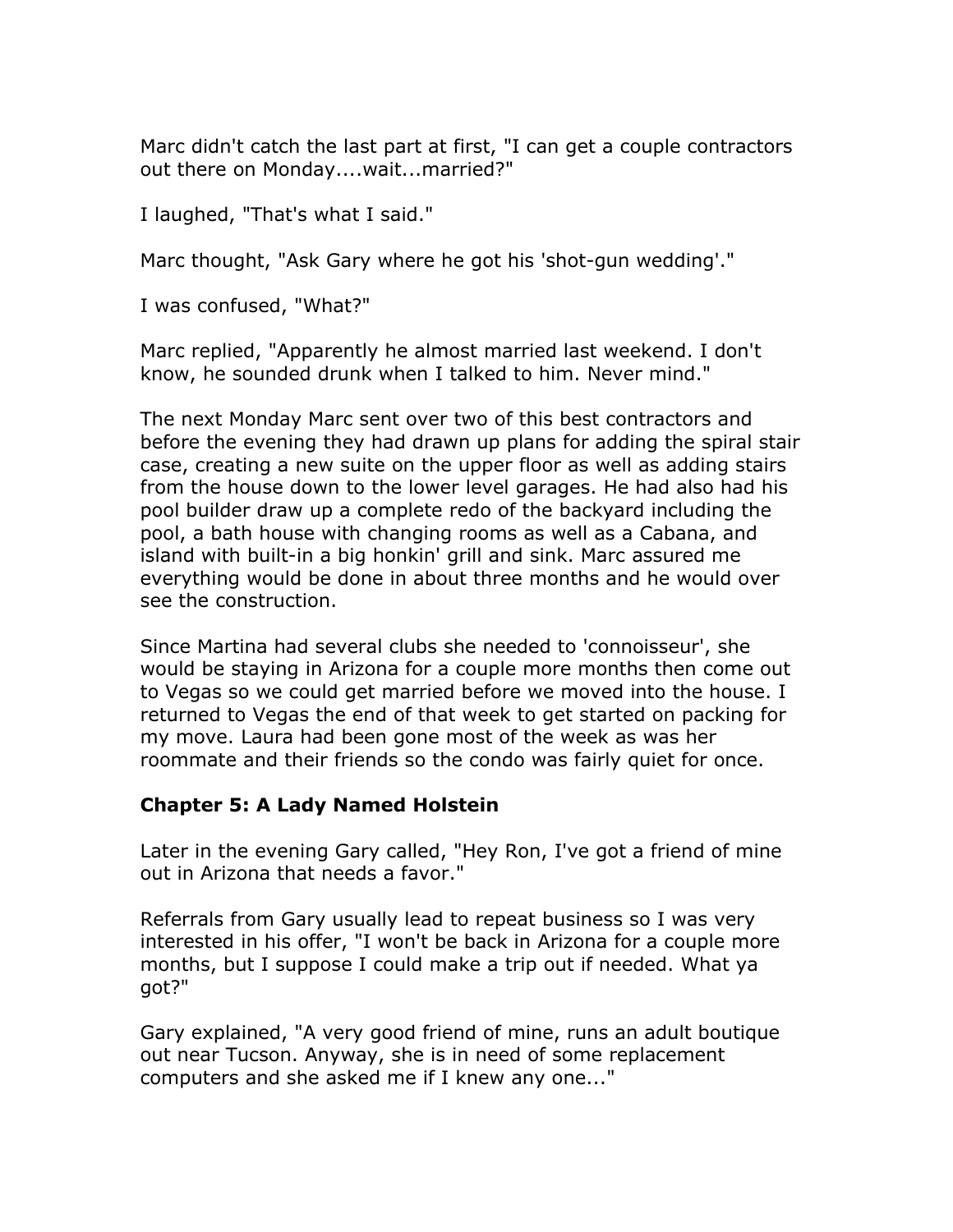Marc didn't catch the last part at first, "I can get a couple contractors out there on Monday....wait...married?"

I laughed, "That's what I said."

Marc thought, "Ask Gary where he got his 'shot-gun wedding'."

I was confused, "What?"

Marc replied, "Apparently he almost married last weekend. I don't know, he sounded drunk when I talked to him. Never mind."

The next Monday Marc sent over two of this best contractors and before the evening they had drawn up plans for adding the spiral stair case, creating a new suite on the upper floor as well as adding stairs from the house down to the lower level garages. He had also had his pool builder draw up a complete redo of the backyard including the pool, a bath house with changing rooms as well as a Cabana, and island with built-in a big honkin' grill and sink. Marc assured me everything would be done in about three months and he would over see the construction.

Since Martina had several clubs she needed to 'connoisseur', she would be staying in Arizona for a couple more months then come out to Vegas so we could get married before we moved into the house. I returned to Vegas the end of that week to get started on packing for my move. Laura had been gone most of the week as was her roommate and their friends so the condo was fairly quiet for once.

## Chapter 5: A Lady Named Holstein

Later in the evening Gary called, "Hey Ron, I've got a friend of mine out in Arizona that needs a favor."

Referrals from Gary usually lead to repeat business so I was very interested in his offer, "I won't be back in Arizona for a couple more months, but I suppose I could make a trip out if needed. What ya got?"

Gary explained, "A very good friend of mine, runs an adult boutique out near Tucson. Anyway, she is in need of some replacement computers and she asked me if I knew any one..."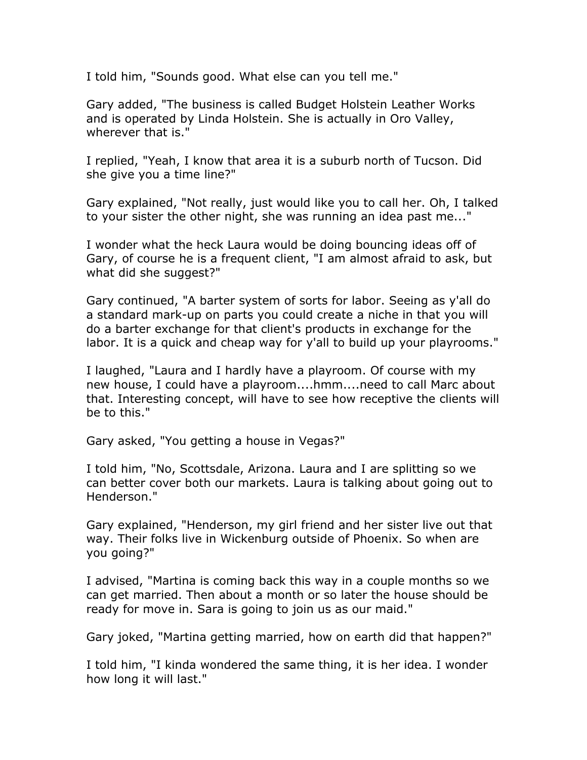I told him, "Sounds good. What else can you tell me."

Gary added, "The business is called Budget Holstein Leather Works and is operated by Linda Holstein. She is actually in Oro Valley, wherever that is."

I replied, "Yeah, I know that area it is a suburb north of Tucson. Did she give you a time line?"

Gary explained, "Not really, just would like you to call her. Oh, I talked to your sister the other night, she was running an idea past me..."

I wonder what the heck Laura would be doing bouncing ideas off of Gary, of course he is a frequent client, "I am almost afraid to ask, but what did she suggest?"

Gary continued, "A barter system of sorts for labor. Seeing as y'all do a standard mark-up on parts you could create a niche in that you will do a barter exchange for that client's products in exchange for the labor. It is a quick and cheap way for y'all to build up your playrooms."

I laughed, "Laura and I hardly have a playroom. Of course with my new house, I could have a playroom....hmm....need to call Marc about that. Interesting concept, will have to see how receptive the clients will be to this."

Gary asked, "You getting a house in Vegas?"

I told him, "No, Scottsdale, Arizona. Laura and I are splitting so we can better cover both our markets. Laura is talking about going out to Henderson."

Gary explained, "Henderson, my girl friend and her sister live out that way. Their folks live in Wickenburg outside of Phoenix. So when are you going?"

I advised, "Martina is coming back this way in a couple months so we can get married. Then about a month or so later the house should be ready for move in. Sara is going to join us as our maid."

Gary joked, "Martina getting married, how on earth did that happen?"

I told him, "I kinda wondered the same thing, it is her idea. I wonder how long it will last."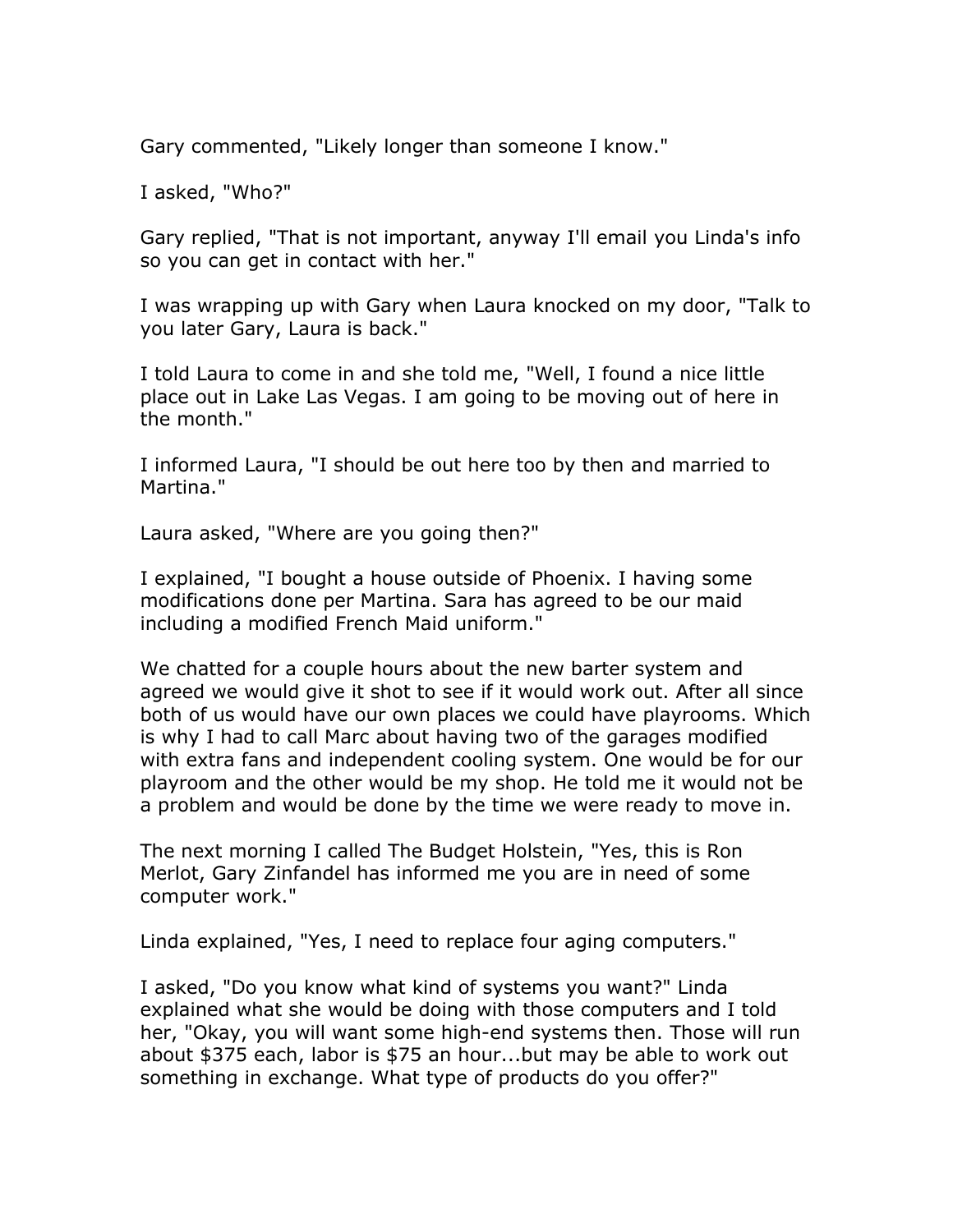Gary commented, "Likely longer than someone I know."

I asked, "Who?"

Gary replied, "That is not important, anyway I'll email you Linda's info so you can get in contact with her."

I was wrapping up with Gary when Laura knocked on my door, "Talk to you later Gary, Laura is back."

I told Laura to come in and she told me, "Well, I found a nice little place out in Lake Las Vegas. I am going to be moving out of here in the month."

I informed Laura, "I should be out here too by then and married to Martina."

Laura asked, "Where are you going then?"

I explained, "I bought a house outside of Phoenix. I having some modifications done per Martina. Sara has agreed to be our maid including a modified French Maid uniform."

We chatted for a couple hours about the new barter system and agreed we would give it shot to see if it would work out. After all since both of us would have our own places we could have playrooms. Which is why I had to call Marc about having two of the garages modified with extra fans and independent cooling system. One would be for our playroom and the other would be my shop. He told me it would not be a problem and would be done by the time we were ready to move in.

The next morning I called The Budget Holstein, "Yes, this is Ron Merlot, Gary Zinfandel has informed me you are in need of some computer work."

Linda explained, "Yes, I need to replace four aging computers."

I asked, "Do you know what kind of systems you want?" Linda explained what she would be doing with those computers and I told her, "Okay, you will want some high-end systems then. Those will run about $375 each, labor is $75 an hour...but may be able to work out something in exchange. What type of products do you offer?"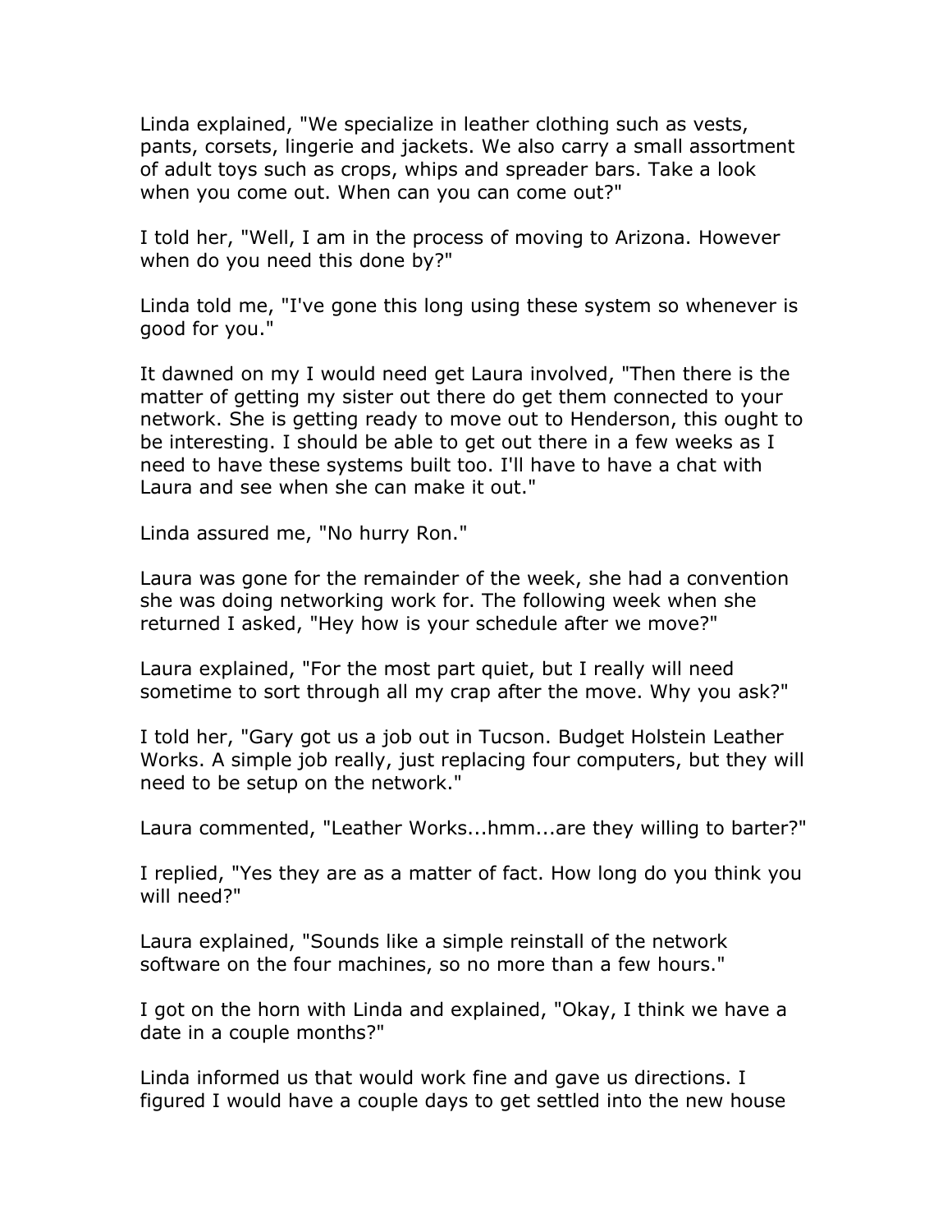Linda explained, "We specialize in leather clothing such as vests, pants, corsets, lingerie and jackets. We also carry a small assortment of adult toys such as crops, whips and spreader bars. Take a look when you come out. When can you can come out?"

I told her, "Well, I am in the process of moving to Arizona. However when do you need this done by?"

Linda told me, "I've gone this long using these system so whenever is good for you."

It dawned on my I would need get Laura involved, "Then there is the matter of getting my sister out there do get them connected to your network. She is getting ready to move out to Henderson, this ought to be interesting. I should be able to get out there in a few weeks as I need to have these systems built too. I'll have to have a chat with Laura and see when she can make it out."

Linda assured me, "No hurry Ron."

Laura was gone for the remainder of the week, she had a convention she was doing networking work for. The following week when she returned I asked, "Hey how is your schedule after we move?"

Laura explained, "For the most part quiet, but I really will need sometime to sort through all my crap after the move. Why you ask?"

I told her, "Gary got us a job out in Tucson. Budget Holstein Leather Works. A simple job really, just replacing four computers, but they will need to be setup on the network."

Laura commented, "Leather Works...hmm...are they willing to barter?"

I replied, "Yes they are as a matter of fact. How long do you think you will need?"

Laura explained, "Sounds like a simple reinstall of the network software on the four machines, so no more than a few hours."

I got on the horn with Linda and explained, "Okay, I think we have a date in a couple months?"

Linda informed us that would work fine and gave us directions. I figured I would have a couple days to get settled into the new house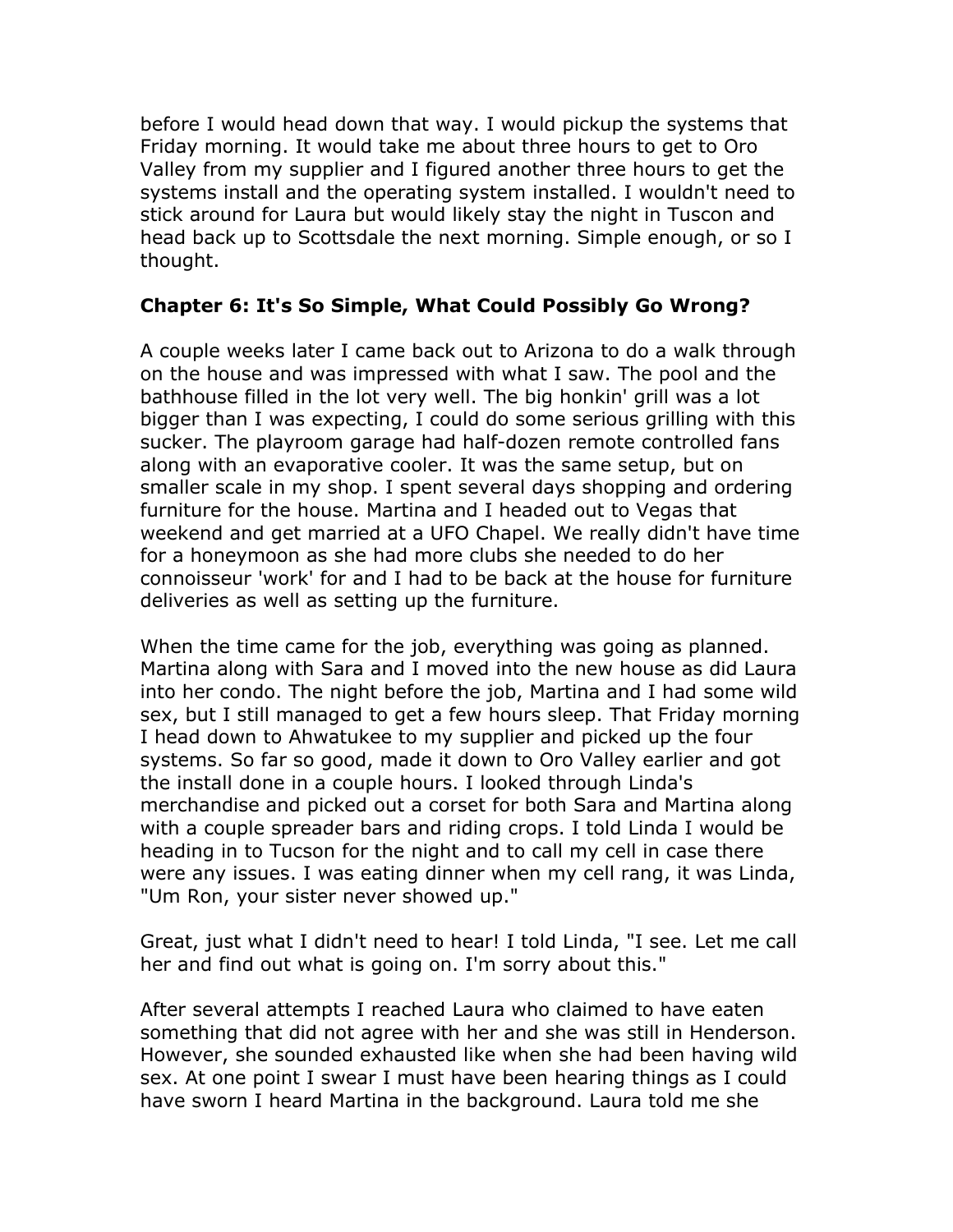before I would head down that way. I would pickup the systems that Friday morning. It would take me about three hours to get to Oro Valley from my supplier and I figured another three hours to get the systems install and the operating system installed. I wouldn't need to stick around for Laura but would likely stay the night in Tuscon and head back up to Scottsdale the next morning. Simple enough, or so I thought.

**Chapter 6: It's So Simple, What Could Possibly Go Wrong?**

A couple weeks later I came back out to Arizona to do a walk through on the house and was impressed with what I saw. The pool and the bathhouse filled in the lot very well. The big honkin' grill was a lot bigger than I was expecting, I could do some serious grilling with this sucker. The playroom garage had half-dozen remote controlled fans along with an evaporative cooler. It was the same setup, but on smaller scale in my shop. I spent several days shopping and ordering furniture for the house. Martina and I headed out to Vegas that weekend and get married at a UFO Chapel. We really didn't have time for a honeymoon as she had more clubs she needed to do her connoisseur 'work' for and I had to be back at the house for furniture deliveries as well as setting up the furniture.

When the time came for the job, everything was going as planned. Martina along with Sara and I moved into the new house as did Laura into her condo. The night before the job, Martina and I had some wild sex, but I still managed to get a few hours sleep. That Friday morning I head down to Ahwatukee to my supplier and picked up the four systems. So far so good, made it down to Oro Valley earlier and got the install done in a couple hours. I looked through Linda's merchandise and picked out a corset for both Sara and Martina along with a couple spreader bars and riding crops. I told Linda I would be heading in to Tucson for the night and to call my cell in case there were any issues. I was eating dinner when my cell rang, it was Linda, "Um Ron, your sister never showed up."

Great, just what I didn't need to hear! I told Linda, "I see. Let me call her and find out what is going on. I'm sorry about this."

After several attempts I reached Laura who claimed to have eaten something that did not agree with her and she was still in Henderson. However, she sounded exhausted like when she had been having wild sex. At one point I swear I must have been hearing things as I could have sworn I heard Martina in the background. Laura told me she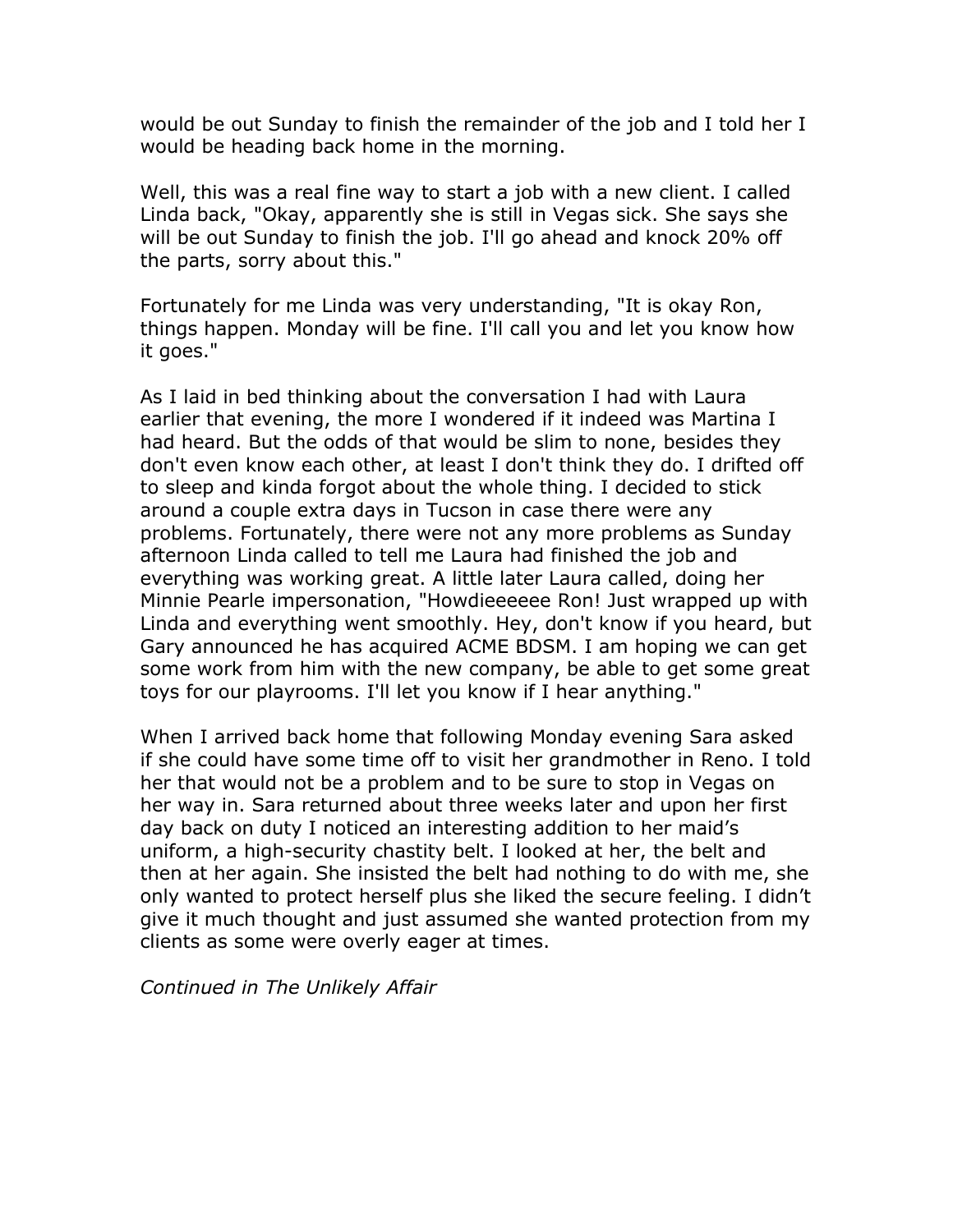would be out Sunday to finish the remainder of the job and I told her I would be heading back home in the morning.

Well, this was a real fine way to start a job with a new client. I called Linda back, "Okay, apparently she is still in Vegas sick. She says she will be out Sunday to finish the job. I'll go ahead and knock 20% off the parts, sorry about this."

Fortunately for me Linda was very understanding, "It is okay Ron, things happen. Monday will be fine. I'll call you and let you know how it goes."

As I laid in bed thinking about the conversation I had with Laura earlier that evening, the more I wondered if it indeed was Martina I had heard. But the odds of that would be slim to none, besides they don't even know each other, at least I don't think they do. I drifted off to sleep and kinda forgot about the whole thing. I decided to stick around a couple extra days in Tucson in case there were any problems. Fortunately, there were not any more problems as Sunday afternoon Linda called to tell me Laura had finished the job and everything was working great. A little later Laura called, doing her Minnie Pearle impersonation, "Howdieeeeee Ron! Just wrapped up with Linda and everything went smoothly. Hey, don't know if you heard, but Gary announced he has acquired ACME BDSM. I am hoping we can get some work from him with the new company, be able to get some great toys for our playrooms. I'll let you know if I hear anything."

When I arrived back home that following Monday evening Sara asked if she could have some time off to visit her grandmother in Reno. I told her that would not be a problem and to be sure to stop in Vegas on her way in. Sara returned about three weeks later and upon her first day back on duty I noticed an interesting addition to her maid's uniform, a high-security chastity belt. I looked at her, the belt and then at her again. She insisted the belt had nothing to do with me, she only wanted to protect herself plus she liked the secure feeling. I didn't give it much thought and just assumed she wanted protection from my clients as some were overly eager at times.

*Continued in The Unlikely Affair*